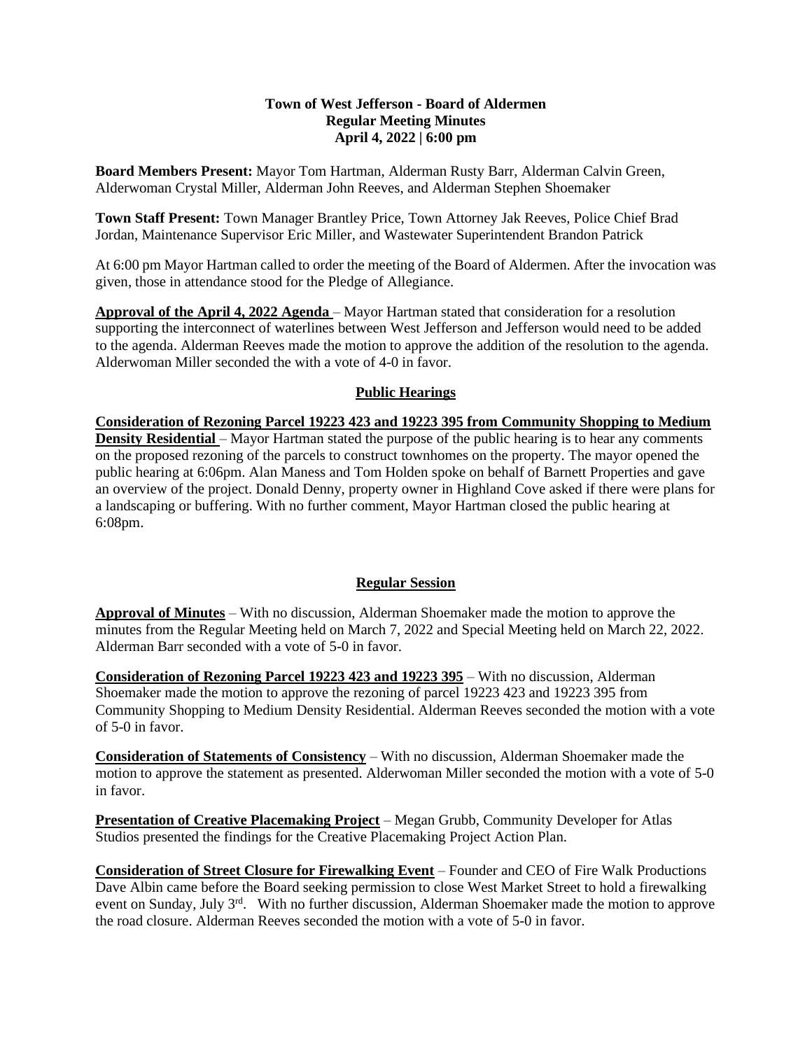**Town of West Jefferson - Board of Aldermen**
**Regular Meeting Minutes**
**April 4, 2022 | 6:00 pm**

**Board Members Present:** Mayor Tom Hartman, Alderman Rusty Barr, Alderman Calvin Green, Alderwoman Crystal Miller, Alderman John Reeves, and Alderman Stephen Shoemaker

**Town Staff Present:** Town Manager Brantley Price, Town Attorney Jak Reeves, Police Chief Brad Jordan, Maintenance Supervisor Eric Miller, and Wastewater Superintendent Brandon Patrick

At 6:00 pm Mayor Hartman called to order the meeting of the Board of Aldermen. After the invocation was given, those in attendance stood for the Pledge of Allegiance.

**Approval of the April 4, 2022 Agenda** – Mayor Hartman stated that consideration for a resolution supporting the interconnect of waterlines between West Jefferson and Jefferson would need to be added to the agenda. Alderman Reeves made the motion to approve the addition of the resolution to the agenda. Alderwoman Miller seconded the with a vote of 4-0 in favor.

## Public Hearings

**Consideration of Rezoning Parcel 19223 423 and 19223 395 from Community Shopping to Medium Density Residential** – Mayor Hartman stated the purpose of the public hearing is to hear any comments on the proposed rezoning of the parcels to construct townhomes on the property. The mayor opened the public hearing at 6:06pm. Alan Maness and Tom Holden spoke on behalf of Barnett Properties and gave an overview of the project. Donald Denny, property owner in Highland Cove asked if there were plans for a landscaping or buffering. With no further comment, Mayor Hartman closed the public hearing at 6:08pm.

## Regular Session

**Approval of Minutes** – With no discussion, Alderman Shoemaker made the motion to approve the minutes from the Regular Meeting held on March 7, 2022 and Special Meeting held on March 22, 2022. Alderman Barr seconded with a vote of 5-0 in favor.

**Consideration of Rezoning Parcel 19223 423 and 19223 395** – With no discussion, Alderman Shoemaker made the motion to approve the rezoning of parcel 19223 423 and 19223 395 from Community Shopping to Medium Density Residential. Alderman Reeves seconded the motion with a vote of 5-0 in favor.

**Consideration of Statements of Consistency** – With no discussion, Alderman Shoemaker made the motion to approve the statement as presented. Alderwoman Miller seconded the motion with a vote of 5-0 in favor.

**Presentation of Creative Placemaking Project** – Megan Grubb, Community Developer for Atlas Studios presented the findings for the Creative Placemaking Project Action Plan.

**Consideration of Street Closure for Firewalking Event** – Founder and CEO of Fire Walk Productions Dave Albin came before the Board seeking permission to close West Market Street to hold a firewalking event on Sunday, July 3rd. With no further discussion, Alderman Shoemaker made the motion to approve the road closure. Alderman Reeves seconded the motion with a vote of 5-0 in favor.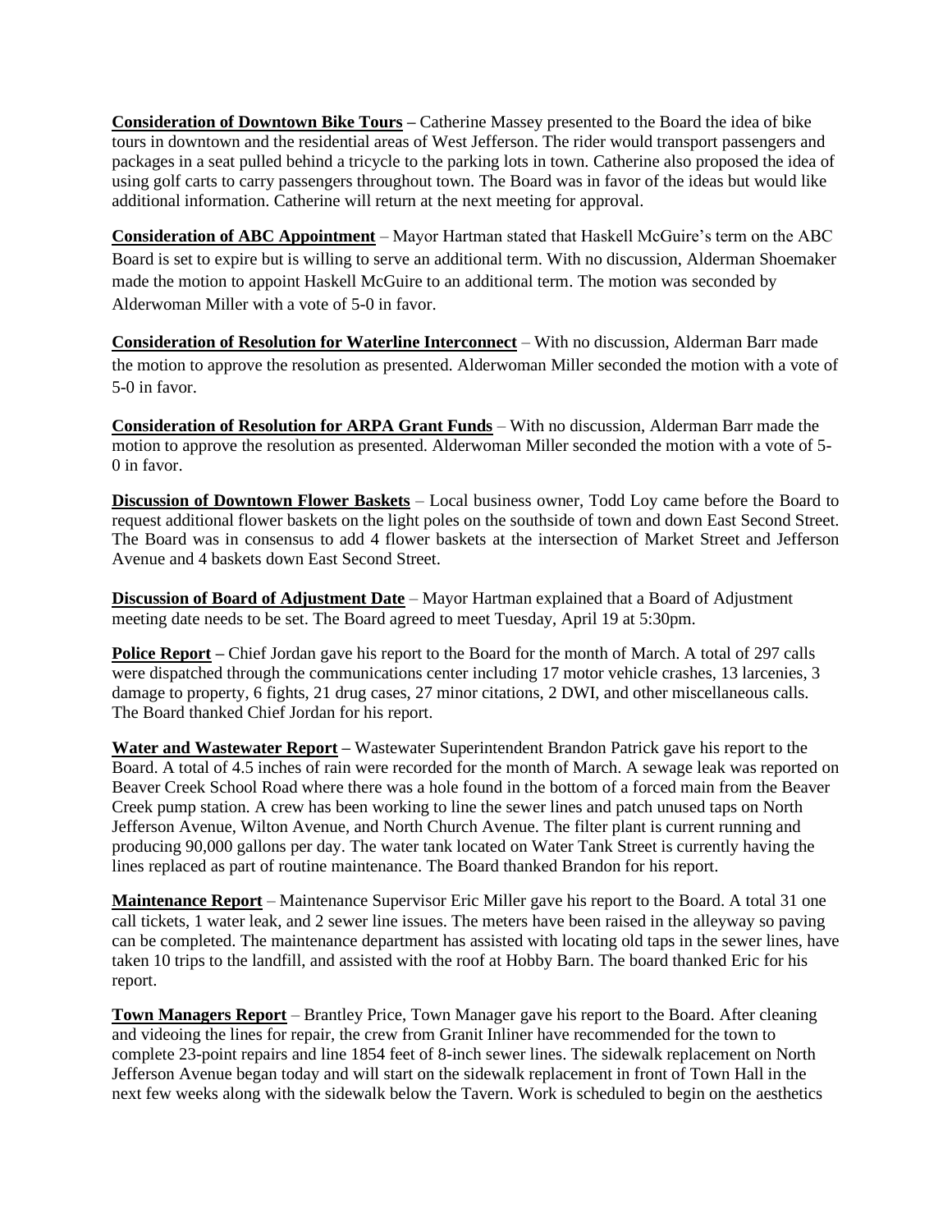**Consideration of Downtown Bike Tours** – Catherine Massey presented to the Board the idea of bike tours in downtown and the residential areas of West Jefferson. The rider would transport passengers and packages in a seat pulled behind a tricycle to the parking lots in town. Catherine also proposed the idea of using golf carts to carry passengers throughout town. The Board was in favor of the ideas but would like additional information. Catherine will return at the next meeting for approval.

**Consideration of ABC Appointment** – Mayor Hartman stated that Haskell McGuire's term on the ABC Board is set to expire but is willing to serve an additional term. With no discussion, Alderman Shoemaker made the motion to appoint Haskell McGuire to an additional term. The motion was seconded by Alderwoman Miller with a vote of 5-0 in favor.

**Consideration of Resolution for Waterline Interconnect** – With no discussion, Alderman Barr made the motion to approve the resolution as presented. Alderwoman Miller seconded the motion with a vote of 5-0 in favor.

**Consideration of Resolution for ARPA Grant Funds** – With no discussion, Alderman Barr made the motion to approve the resolution as presented. Alderwoman Miller seconded the motion with a vote of 5-0 in favor.

**Discussion of Downtown Flower Baskets** – Local business owner, Todd Loy came before the Board to request additional flower baskets on the light poles on the southside of town and down East Second Street. The Board was in consensus to add 4 flower baskets at the intersection of Market Street and Jefferson Avenue and 4 baskets down East Second Street.

**Discussion of Board of Adjustment Date** – Mayor Hartman explained that a Board of Adjustment meeting date needs to be set. The Board agreed to meet Tuesday, April 19 at 5:30pm.

**Police Report** – Chief Jordan gave his report to the Board for the month of March. A total of 297 calls were dispatched through the communications center including 17 motor vehicle crashes, 13 larcenies, 3 damage to property, 6 fights, 21 drug cases, 27 minor citations, 2 DWI, and other miscellaneous calls. The Board thanked Chief Jordan for his report.

**Water and Wastewater Report** – Wastewater Superintendent Brandon Patrick gave his report to the Board. A total of 4.5 inches of rain were recorded for the month of March. A sewage leak was reported on Beaver Creek School Road where there was a hole found in the bottom of a forced main from the Beaver Creek pump station. A crew has been working to line the sewer lines and patch unused taps on North Jefferson Avenue, Wilton Avenue, and North Church Avenue. The filter plant is current running and producing 90,000 gallons per day. The water tank located on Water Tank Street is currently having the lines replaced as part of routine maintenance. The Board thanked Brandon for his report.

**Maintenance Report** – Maintenance Supervisor Eric Miller gave his report to the Board. A total 31 one call tickets, 1 water leak, and 2 sewer line issues. The meters have been raised in the alleyway so paving can be completed. The maintenance department has assisted with locating old taps in the sewer lines, have taken 10 trips to the landfill, and assisted with the roof at Hobby Barn. The board thanked Eric for his report.

**Town Managers Report** – Brantley Price, Town Manager gave his report to the Board. After cleaning and videoing the lines for repair, the crew from Granit Inliner have recommended for the town to complete 23-point repairs and line 1854 feet of 8-inch sewer lines. The sidewalk replacement on North Jefferson Avenue began today and will start on the sidewalk replacement in front of Town Hall in the next few weeks along with the sidewalk below the Tavern. Work is scheduled to begin on the aesthetics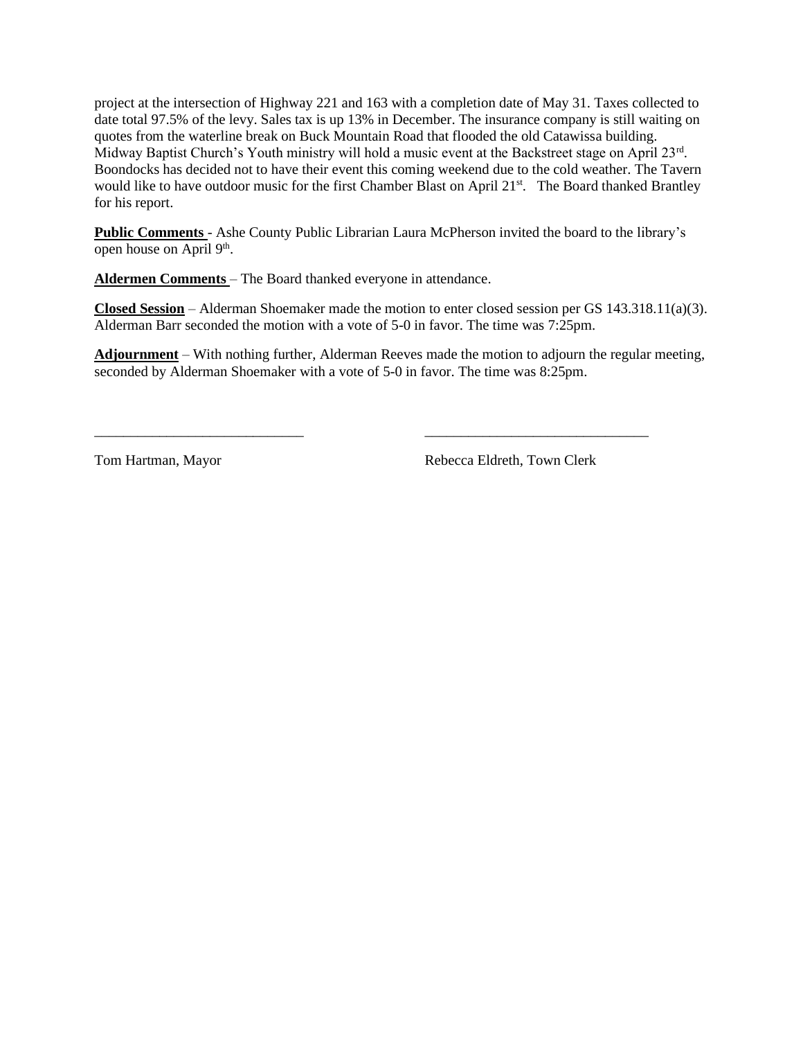project at the intersection of Highway 221 and 163 with a completion date of May 31. Taxes collected to date total 97.5% of the levy. Sales tax is up 13% in December. The insurance company is still waiting on quotes from the waterline break on Buck Mountain Road that flooded the old Catawissa building. Midway Baptist Church's Youth ministry will hold a music event at the Backstreet stage on April 23rd. Boondocks has decided not to have their event this coming weekend due to the cold weather. The Tavern would like to have outdoor music for the first Chamber Blast on April 21st. The Board thanked Brantley for his report.

**Public Comments** - Ashe County Public Librarian Laura McPherson invited the board to the library's open house on April 9th.

**Aldermen Comments** – The Board thanked everyone in attendance.

**Closed Session** – Alderman Shoemaker made the motion to enter closed session per GS 143.318.11(a)(3). Alderman Barr seconded the motion with a vote of 5-0 in favor. The time was 7:25pm.

**Adjournment** – With nothing further, Alderman Reeves made the motion to adjourn the regular meeting, seconded by Alderman Shoemaker with a vote of 5-0 in favor. The time was 8:25pm.

\_\_\_\_\_\_\_\_\_\_\_\_\_\_\_\_\_\_\_\_\_\_\_\_\_\_\_\_\_ \_\_\_\_\_\_\_\_\_\_\_\_\_\_\_\_\_\_\_\_\_\_\_\_\_\_\_\_\_\_\_

Tom Hartman, Mayor Rebecca Eldreth, Town Clerk